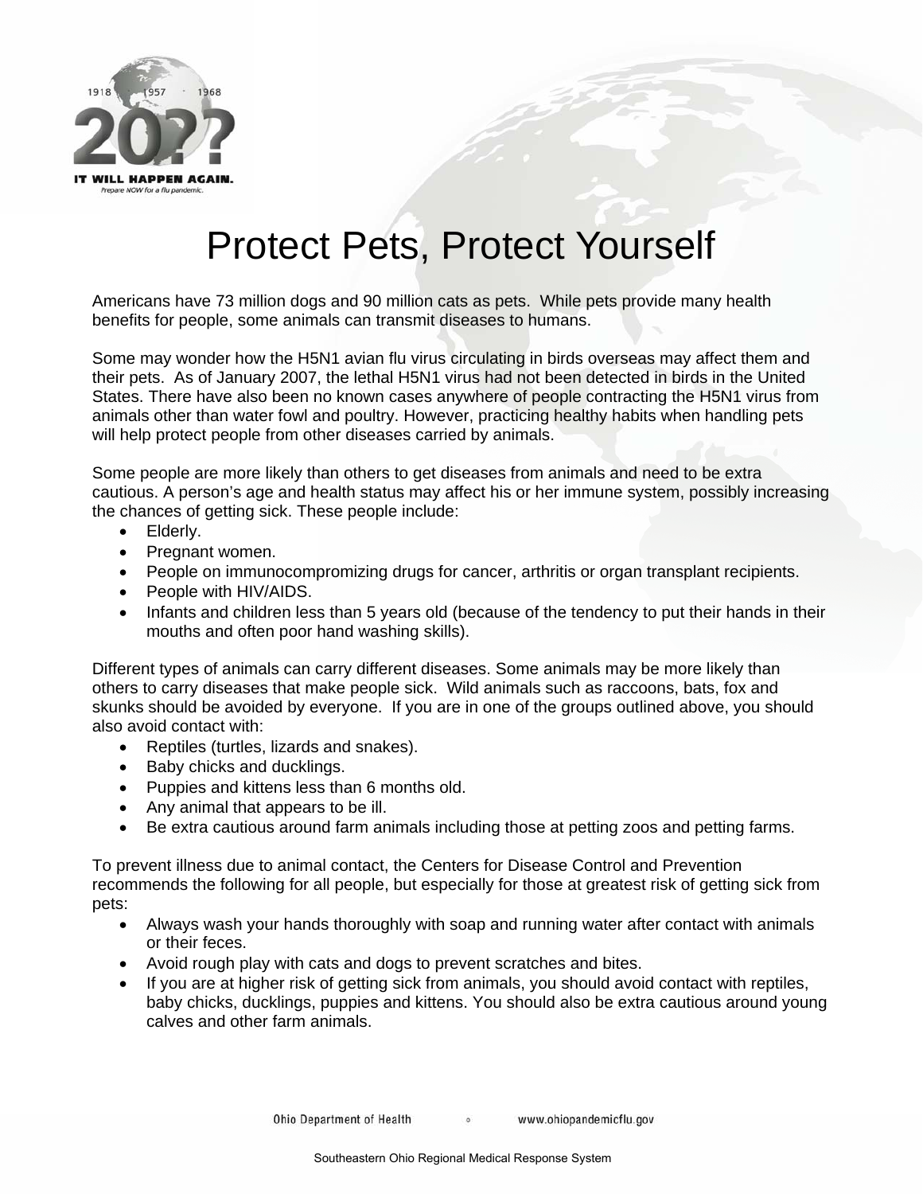1918 1957 1968

20??

IT WILL HAPPEN AGAIN.

Prepare NOW for a flu pandemic.

# Protect Pets, Protect Yourself

Americans have 73 million dogs and 90 million cats as pets. While pets provide many health benefits for people, some animals can transmit diseases to humans.

Some may wonder how the H5N1 avian flu virus circulating in birds overseas may affect them and their pets. As of January 2007, the lethal H5N1 virus had not been detected in birds in the United States. There have also been no known cases anywhere of people contracting the H5N1 virus from animals other than water fowl and poultry. However, practicing healthy habits when handling pets will help protect people from other diseases carried by animals.

Some people are more likely than others to get diseases from animals and need to be extra cautious. A person's age and health status may affect his or her immune system, possibly increasing the chances of getting sick. These people include:

- Elderly.
- Pregnant women.
- People on immunocompromizing drugs for cancer, arthritis or organ transplant recipients.
- People with HIV/AIDS.
- Infants and children less than 5 years old (because of the tendency to put their hands in their mouths and often poor hand washing skills).

Different types of animals can carry different diseases. Some animals may be more likely than others to carry diseases that make people sick. Wild animals such as raccoons, bats, fox and skunks should be avoided by everyone. If you are in one of the groups outlined above, you should also avoid contact with:

- Reptiles (turtles, lizards and snakes).
- Baby chicks and ducklings.
- Puppies and kittens less than 6 months old.
- Any animal that appears to be ill.
- Be extra cautious around farm animals including those at petting zoos and petting farms.

To prevent illness due to animal contact, the Centers for Disease Control and Prevention recommends the following for all people, but especially for those at greatest risk of getting sick from pets:

- Always wash your hands thoroughly with soap and running water after contact with animals or their feces.
- Avoid rough play with cats and dogs to prevent scratches and bites.
- If you are at higher risk of getting sick from animals, you should avoid contact with reptiles, baby chicks, ducklings, puppies and kittens. You should also be extra cautious around young calves and other farm animals.

Ohio Department of Health ◦ www.ohiopandemicflu.gov

Southeastern Ohio Regional Medical Response System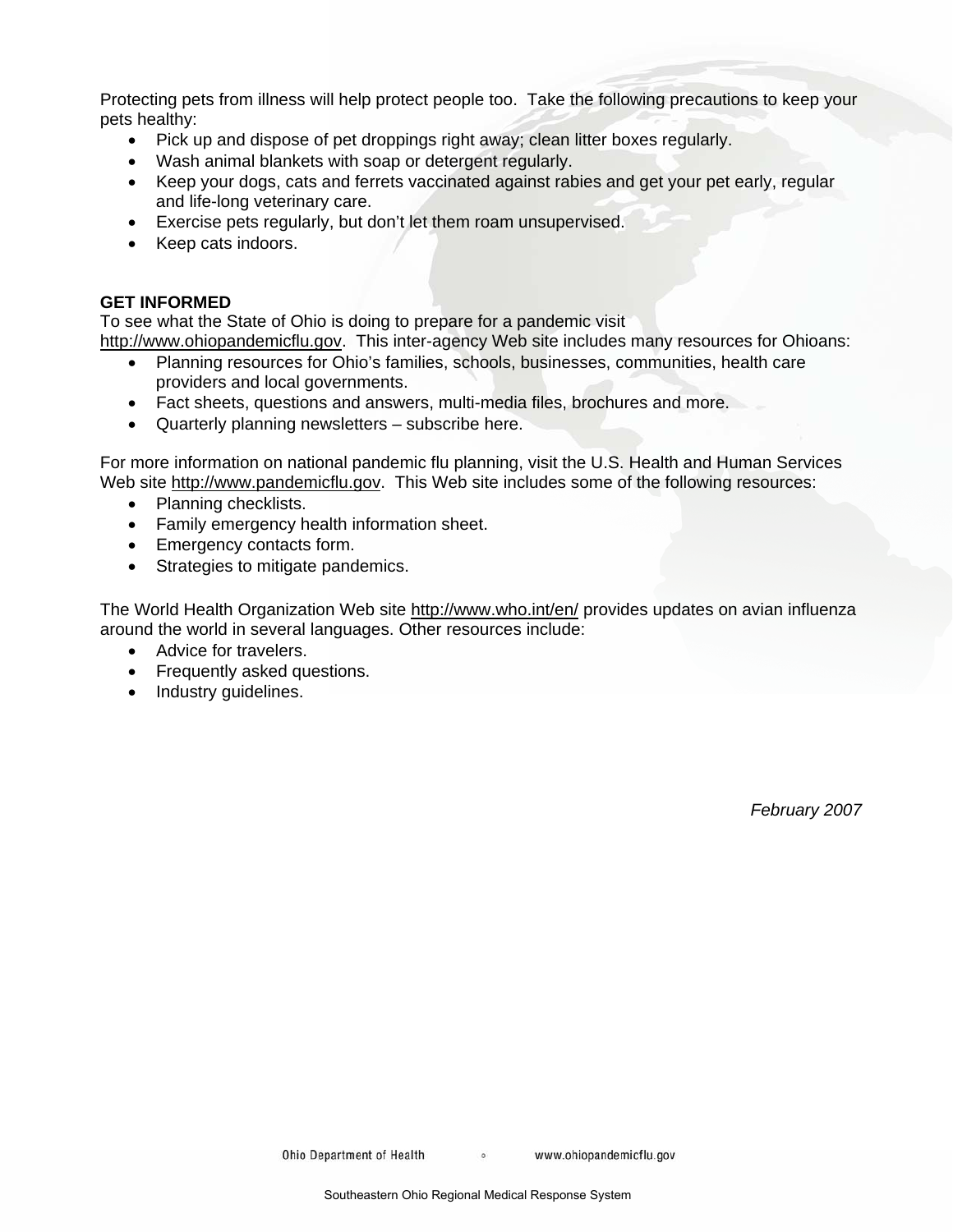Protecting pets from illness will help protect people too. Take the following precautions to keep your pets healthy:

- Pick up and dispose of pet droppings right away; clean litter boxes regularly.
- Wash animal blankets with soap or detergent regularly.
- Keep your dogs, cats and ferrets vaccinated against rabies and get your pet early, regular and life-long veterinary care.
- Exercise pets regularly, but don't let them roam unsupervised.
- Keep cats indoors.

**GET INFORMED**

To see what the State of Ohio is doing to prepare for a pandemic visit http://www.ohiopandemicflu.gov. This inter-agency Web site includes many resources for Ohioans:

- Planning resources for Ohio's families, schools, businesses, communities, health care providers and local governments.
- Fact sheets, questions and answers, multi-media files, brochures and more.
- Quarterly planning newsletters – subscribe here.

For more information on national pandemic flu planning, visit the U.S. Health and Human Services Web site http://www.pandemicflu.gov. This Web site includes some of the following resources:

- Planning checklists.
- Family emergency health information sheet.
- Emergency contacts form.
- Strategies to mitigate pandemics.

The World Health Organization Web site http://www.who.int/en/ provides updates on avian influenza around the world in several languages. Other resources include:

- Advice for travelers.
- Frequently asked questions.
- Industry guidelines.

*February 2007*

Ohio Department of Health ∘ www.ohiopandemicflu.gov

Southeastern Ohio Regional Medical Response System